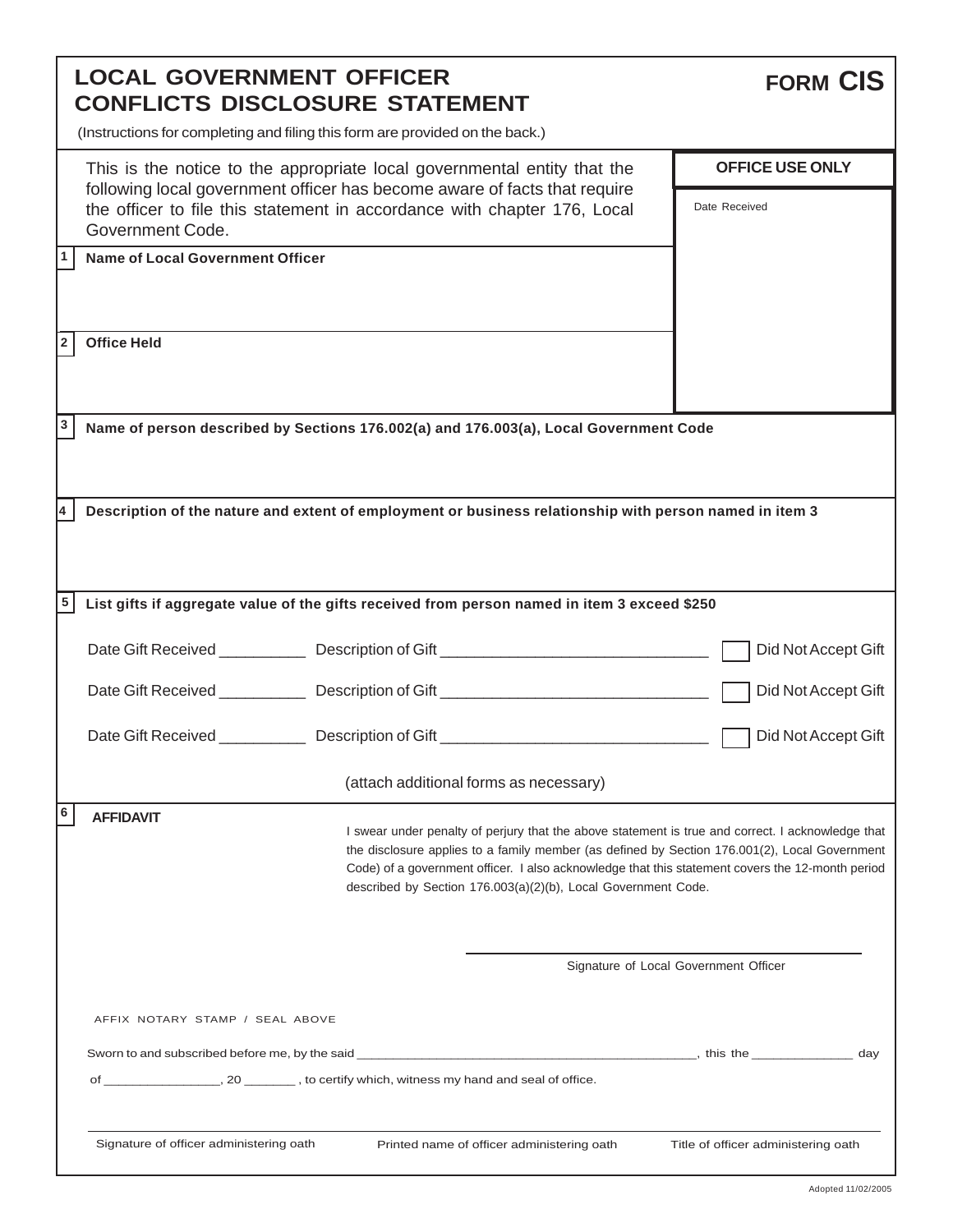# LOCAL GOVERNMENT OFFICER CONFLICTS DISCLOSURE STATEMENT

## FORM CIS

(Instructions for completing and filing this form are provided on the back.)

This is the notice to the appropriate local governmental entity that the following local government officer has become aware of facts that require the officer to file this statement in accordance with chapter 176, Local Government Code.

**OFFICE USE ONLY**

Date Received

**1 Name of Local Government Officer**

**2 Office Held**

**3 Name of person described by Sections 176.002(a) and 176.003(a), Local Government Code**

**4 Description of the nature and extent of employment or business relationship with person named in item 3**

**5 List gifts if aggregate value of the gifts received from person named in item 3 exceed $250**

Date Gift Received __________ Description of Gift _______________________________ ☐ Did Not Accept Gift

Date Gift Received __________ Description of Gift _______________________________ ☐ Did Not Accept Gift

Date Gift Received __________ Description of Gift _______________________________ ☐ Did Not Accept Gift

(attach additional forms as necessary)

**6 AFFIDAVIT**

I swear under penalty of perjury that the above statement is true and correct. I acknowledge that the disclosure applies to a family member (as defined by Section 176.001(2), Local Government Code) of a government officer. I also acknowledge that this statement covers the 12-month period described by Section 176.003(a)(2)(b), Local Government Code.

Signature of Local Government Officer

AFFIX NOTARY STAMP / SEAL ABOVE

Sworn to and subscribed before me, by the said _______________________________________________, this the _____________ day of ________________, 20 _______ , to certify which, witness my hand and seal of office.

Signature of officer administering oath | Printed name of officer administering oath | Title of officer administering oath

Adopted 11/02/2005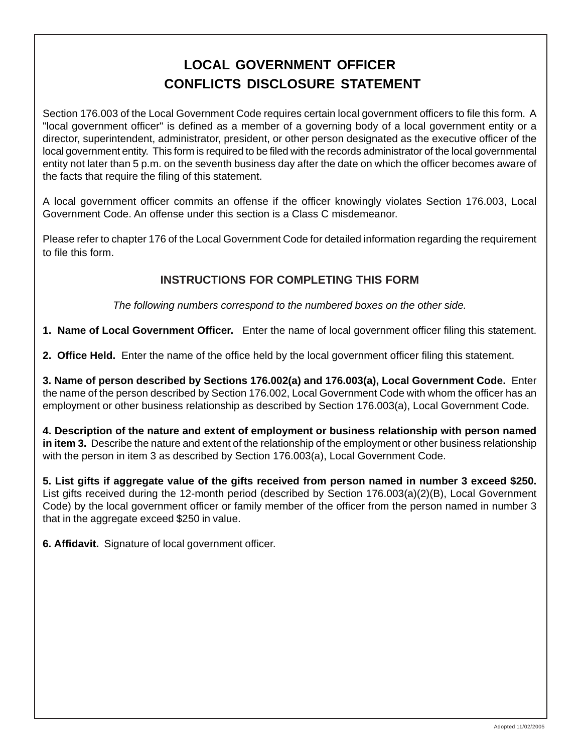# LOCAL GOVERNMENT OFFICER CONFLICTS DISCLOSURE STATEMENT

Section 176.003 of the Local Government Code requires certain local government officers to file this form. A "local government officer" is defined as a member of a governing body of a local government entity or a director, superintendent, administrator, president, or other person designated as the executive officer of the local government entity. This form is required to be filed with the records administrator of the local governmental entity not later than 5 p.m. on the seventh business day after the date on which the officer becomes aware of the facts that require the filing of this statement.

A local government officer commits an offense if the officer knowingly violates Section 176.003, Local Government Code. An offense under this section is a Class C misdemeanor.

Please refer to chapter 176 of the Local Government Code for detailed information regarding the requirement to file this form.

## INSTRUCTIONS FOR COMPLETING THIS FORM

*The following numbers correspond to the numbered boxes on the other side.*

**1. Name of Local Government Officer.** Enter the name of local government officer filing this statement.

**2. Office Held.** Enter the name of the office held by the local government officer filing this statement.

**3. Name of person described by Sections 176.002(a) and 176.003(a), Local Government Code.** Enter the name of the person described by Section 176.002, Local Government Code with whom the officer has an employment or other business relationship as described by Section 176.003(a), Local Government Code.

**4. Description of the nature and extent of employment or business relationship with person named in item 3.** Describe the nature and extent of the relationship of the employment or other business relationship with the person in item 3 as described by Section 176.003(a), Local Government Code.

**5. List gifts if aggregate value of the gifts received from person named in number 3 exceed $250.** List gifts received during the 12-month period (described by Section 176.003(a)(2)(B), Local Government Code) by the local government officer or family member of the officer from the person named in number 3 that in the aggregate exceed $250 in value.

**6. Affidavit.** Signature of local government officer.

Adopted 11/02/2005